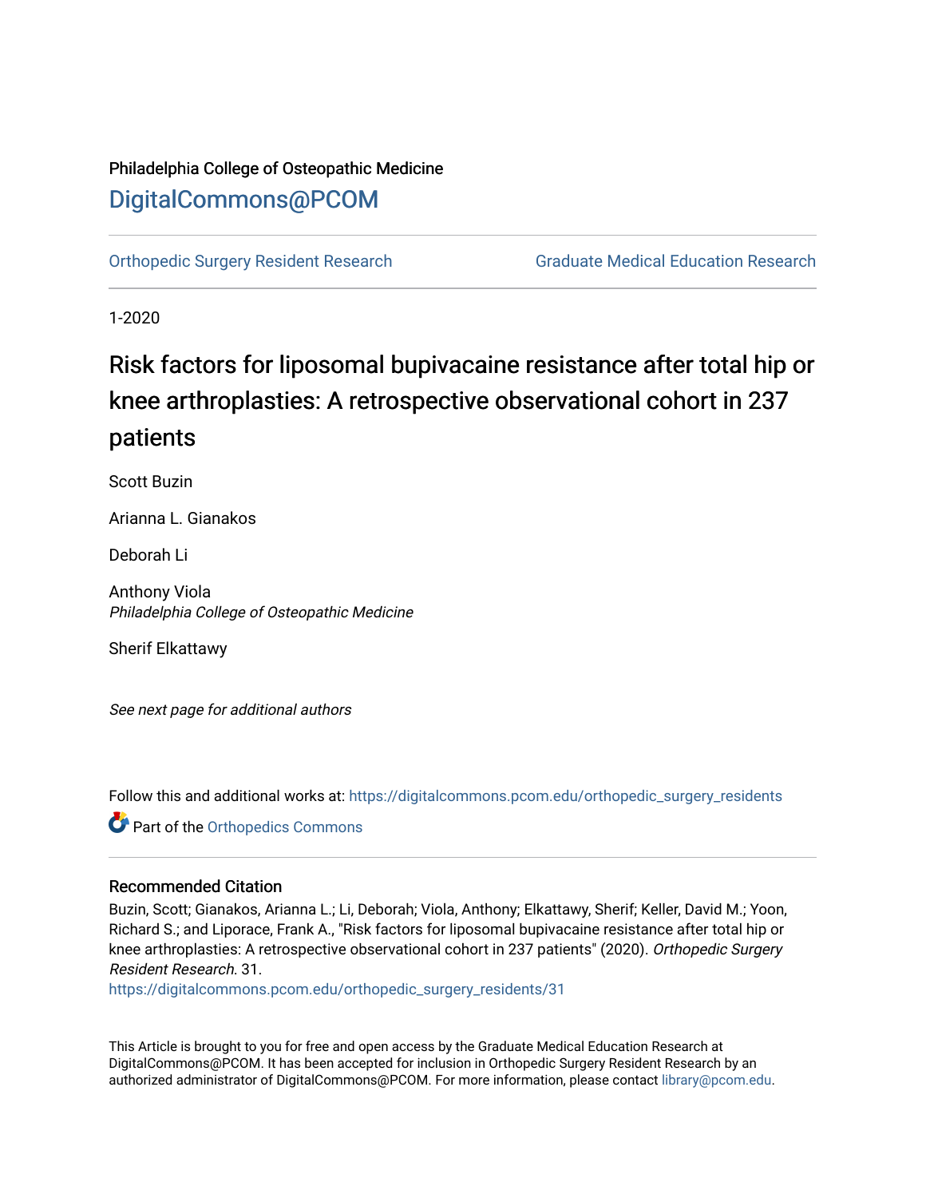Philadelphia College of Osteopathic Medicine

# DigitalCommons@PCOM

Orthopedic Surgery Resident Research | Graduate Medical Education Research

1-2020

# Risk factors for liposomal bupivacaine resistance after total hip or knee arthroplasties: A retrospective observational cohort in 237 patients

Scott Buzin

Arianna L. Gianakos

Deborah Li

Anthony Viola
*Philadelphia College of Osteopathic Medicine*

Sherif Elkattawy

*See next page for additional authors*

Follow this and additional works at: https://digitalcommons.pcom.edu/orthopedic_surgery_residents

Part of the Orthopedics Commons

## Recommended Citation

Buzin, Scott; Gianakos, Arianna L.; Li, Deborah; Viola, Anthony; Elkattawy, Sherif; Keller, David M.; Yoon, Richard S.; and Liporace, Frank A., "Risk factors for liposomal bupivacaine resistance after total hip or knee arthroplasties: A retrospective observational cohort in 237 patients" (2020). *Orthopedic Surgery Resident Research*. 31.
https://digitalcommons.pcom.edu/orthopedic_surgery_residents/31

This Article is brought to you for free and open access by the Graduate Medical Education Research at DigitalCommons@PCOM. It has been accepted for inclusion in Orthopedic Surgery Resident Research by an authorized administrator of DigitalCommons@PCOM. For more information, please contact library@pcom.edu.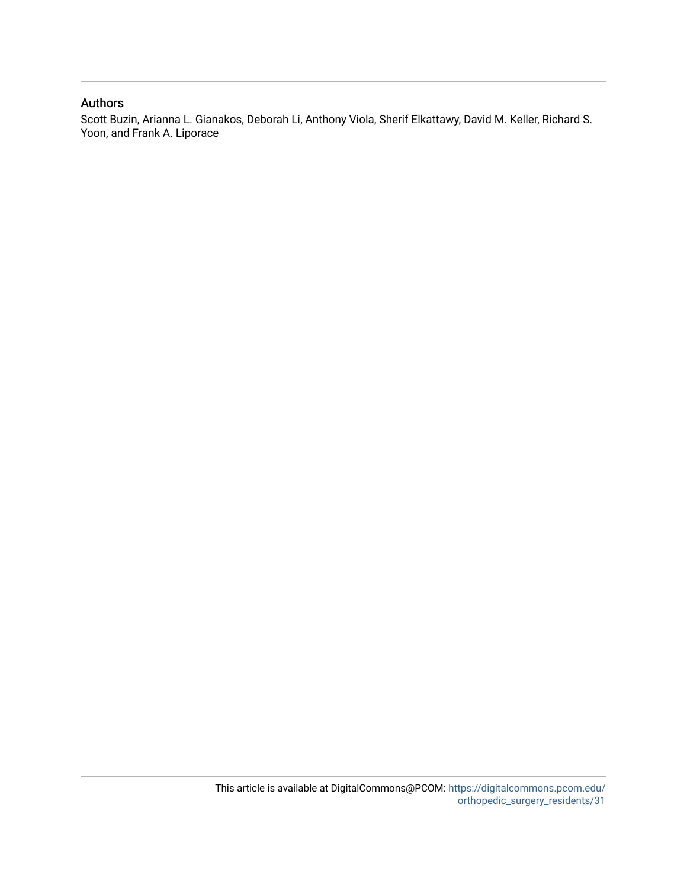## Authors

Scott Buzin, Arianna L. Gianakos, Deborah Li, Anthony Viola, Sherif Elkattawy, David M. Keller, Richard S. Yoon, and Frank A. Liporace

This article is available at DigitalCommons@PCOM: https://digitalcommons.pcom.edu/orthopedic_surgery_residents/31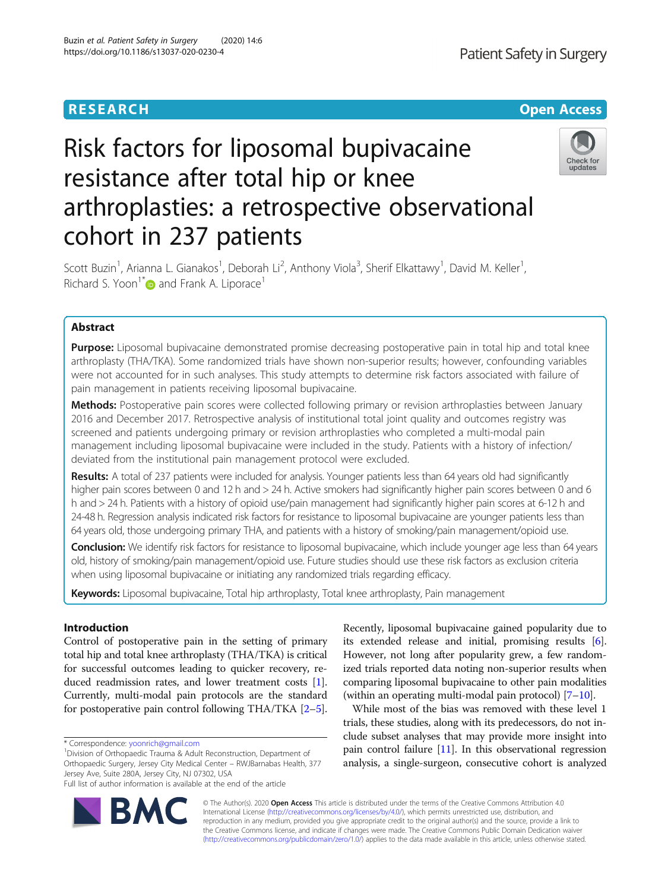# Risk factors for liposomal bupivacaine resistance after total hip or knee arthroplasties: a retrospective observational cohort in 237 patients

Scott Buzin[1], Arianna L. Gianakos[1], Deborah Li[2], Anthony Viola[3], Sherif Elkattawy[1], David M. Keller[1], Richard S. Yoon[1*] and Frank A. Liporace[1]

## Abstract

**Purpose:** Liposomal bupivacaine demonstrated promise decreasing postoperative pain in total hip and total knee arthroplasty (THA/TKA). Some randomized trials have shown non-superior results; however, confounding variables were not accounted for in such analyses. This study attempts to determine risk factors associated with failure of pain management in patients receiving liposomal bupivacaine.

**Methods:** Postoperative pain scores were collected following primary or revision arthroplasties between January 2016 and December 2017. Retrospective analysis of institutional total joint quality and outcomes registry was screened and patients undergoing primary or revision arthroplasties who completed a multi-modal pain management including liposomal bupivacaine were included in the study. Patients with a history of infection/ deviated from the institutional pain management protocol were excluded.

**Results:** A total of 237 patients were included for analysis. Younger patients less than 64 years old had significantly higher pain scores between 0 and 12 h and > 24 h. Active smokers had significantly higher pain scores between 0 and 6 h and > 24 h. Patients with a history of opioid use/pain management had significantly higher pain scores at 6-12 h and 24-48 h. Regression analysis indicated risk factors for resistance to liposomal bupivacaine are younger patients less than 64 years old, those undergoing primary THA, and patients with a history of smoking/pain management/opioid use.

**Conclusion:** We identify risk factors for resistance to liposomal bupivacaine, which include younger age less than 64 years old, history of smoking/pain management/opioid use. Future studies should use these risk factors as exclusion criteria when using liposomal bupivacaine or initiating any randomized trials regarding efficacy.

**Keywords:** Liposomal bupivacaine, Total hip arthroplasty, Total knee arthroplasty, Pain management

## Introduction

Control of postoperative pain in the setting of primary total hip and total knee arthroplasty (THA/TKA) is critical for successful outcomes leading to quicker recovery, reduced readmission rates, and lower treatment costs [1]. Currently, multi-modal pain protocols are the standard for postoperative pain control following THA/TKA [2–5]. Recently, liposomal bupivacaine gained popularity due to its extended release and initial, promising results [6]. However, not long after popularity grew, a few randomized trials reported data noting non-superior results when comparing liposomal bupivacaine to other pain modalities (within an operating multi-modal pain protocol) [7–10].

While most of the bias was removed with these level 1 trials, these studies, along with its predecessors, do not include subset analyses that may provide more insight into pain control failure [11]. In this observational regression analysis, a single-surgeon, consecutive cohort is analyzed

\* Correspondence: yoonrich@gmail.com
[1]Division of Orthopaedic Trauma & Adult Reconstruction, Department of Orthopaedic Surgery, Jersey City Medical Center – RWJBarnabas Health, 377 Jersey Ave, Suite 280A, Jersey City, NJ 07302, USA
Full list of author information is available at the end of the article

© The Author(s). 2020 **Open Access** This article is distributed under the terms of the Creative Commons Attribution 4.0 International License (http://creativecommons.org/licenses/by/4.0/), which permits unrestricted use, distribution, and reproduction in any medium, provided you give appropriate credit to the original author(s) and the source, provide a link to the Creative Commons license, and indicate if changes were made. The Creative Commons Public Domain Dedication waiver (http://creativecommons.org/publicdomain/zero/1.0/) applies to the data made available in this article, unless otherwise stated.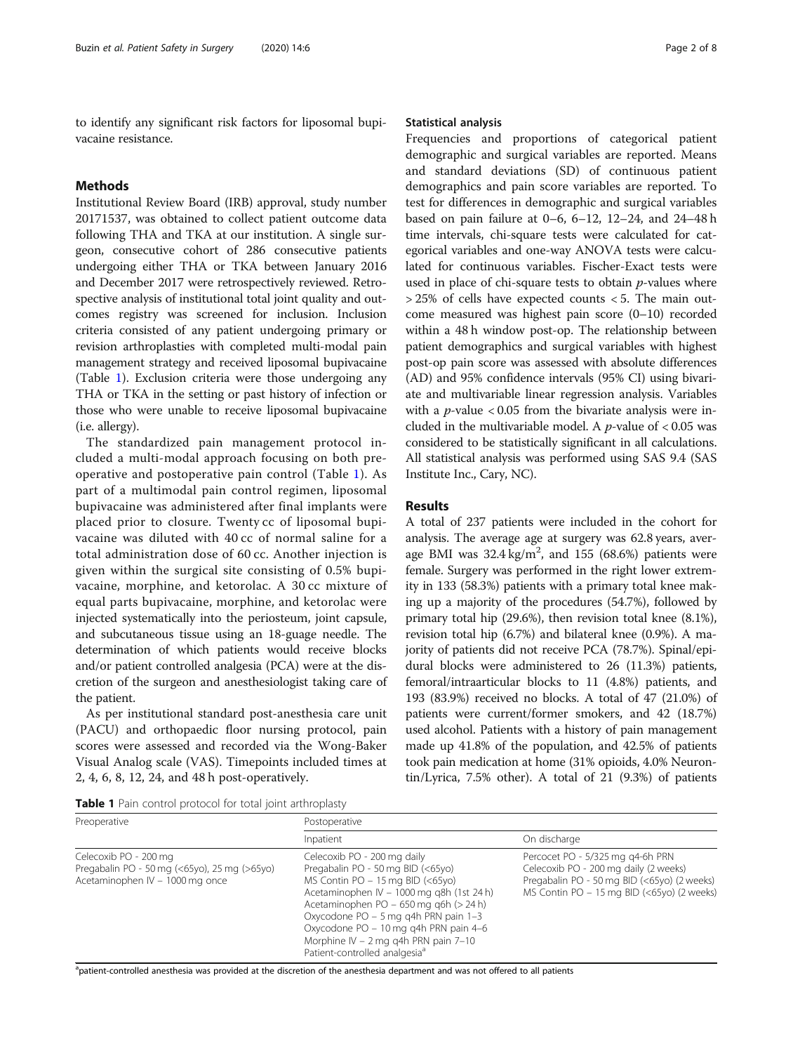to identify any significant risk factors for liposomal bupivacaine resistance.

## Methods

Institutional Review Board (IRB) approval, study number 20171537, was obtained to collect patient outcome data following THA and TKA at our institution. A single surgeon, consecutive cohort of 286 consecutive patients undergoing either THA or TKA between January 2016 and December 2017 were retrospectively reviewed. Retrospective analysis of institutional total joint quality and outcomes registry was screened for inclusion. Inclusion criteria consisted of any patient undergoing primary or revision arthroplasties with completed multi-modal pain management strategy and received liposomal bupivacaine (Table 1). Exclusion criteria were those undergoing any THA or TKA in the setting or past history of infection or those who were unable to receive liposomal bupivacaine (i.e. allergy).

The standardized pain management protocol included a multi-modal approach focusing on both preoperative and postoperative pain control (Table 1). As part of a multimodal pain control regimen, liposomal bupivacaine was administered after final implants were placed prior to closure. Twenty cc of liposomal bupivacaine was diluted with 40 cc of normal saline for a total administration dose of 60 cc. Another injection is given within the surgical site consisting of 0.5% bupivacaine, morphine, and ketorolac. A 30 cc mixture of equal parts bupivacaine, morphine, and ketorolac were injected systematically into the periosteum, joint capsule, and subcutaneous tissue using an 18-guage needle. The determination of which patients would receive blocks and/or patient controlled analgesia (PCA) were at the discretion of the surgeon and anesthesiologist taking care of the patient.

As per institutional standard post-anesthesia care unit (PACU) and orthopaedic floor nursing protocol, pain scores were assessed and recorded via the Wong-Baker Visual Analog scale (VAS). Timepoints included times at 2, 4, 6, 8, 12, 24, and 48 h post-operatively.

### Statistical analysis

Frequencies and proportions of categorical patient demographic and surgical variables are reported. Means and standard deviations (SD) of continuous patient demographics and pain score variables are reported. To test for differences in demographic and surgical variables based on pain failure at 0–6, 6–12, 12–24, and 24–48 h time intervals, chi-square tests were calculated for categorical variables and one-way ANOVA tests were calculated for continuous variables. Fischer-Exact tests were used in place of chi-square tests to obtain $p$-values where > 25% of cells have expected counts < 5. The main outcome measured was highest pain score (0–10) recorded within a 48 h window post-op. The relationship between patient demographics and surgical variables with highest post-op pain score was assessed with absolute differences (AD) and 95% confidence intervals (95% CI) using bivariate and multivariable linear regression analysis. Variables with a $p$-value < 0.05 from the bivariate analysis were included in the multivariable model. A $p$-value of < 0.05 was considered to be statistically significant in all calculations. All statistical analysis was performed using SAS 9.4 (SAS Institute Inc., Cary, NC).

## Results

A total of 237 patients were included in the cohort for analysis. The average age at surgery was 62.8 years, average BMI was 32.4 kg/m$^2$, and 155 (68.6%) patients were female. Surgery was performed in the right lower extremity in 133 (58.3%) patients with a primary total knee making up a majority of the procedures (54.7%), followed by primary total hip (29.6%), then revision total knee (8.1%), revision total hip (6.7%) and bilateral knee (0.9%). A majority of patients did not receive PCA (78.7%). Spinal/epidural blocks were administered to 26 (11.3%) patients, femoral/intraarticular blocks to 11 (4.8%) patients, and 193 (83.9%) received no blocks. A total of 47 (21.0%) of patients were current/former smokers, and 42 (18.7%) used alcohol. Patients with a history of pain management made up 41.8% of the population, and 42.5% of patients took pain medication at home (31% opioids, 4.0% Neurontin/Lyrica, 7.5% other). A total of 21 (9.3%) of patients

**Table 1** Pain control protocol for total joint arthroplasty

| Preoperative | Postoperative | |
|---|---|---|
| | Inpatient | On discharge |
| Celecoxib PO - 200 mg<br>Pregabalin PO - 50 mg (<65yo), 25 mg (>65yo)<br>Acetaminophen IV – 1000 mg once | Celecoxib PO - 200 mg daily<br>Pregabalin PO - 50 mg BID (<65yo)<br>MS Contin PO – 15 mg BID (<65yo)<br>Acetaminophen IV – 1000 mg q8h (1st 24 h)<br>Acetaminophen PO – 650 mg q6h (> 24 h)<br>Oxycodone PO – 5 mg q4h PRN pain 1–3<br>Oxycodone PO – 10 mg q4h PRN pain 4–6<br>Morphine IV – 2 mg q4h PRN pain 7–10<br>Patient-controlled analgesia[a] | Percocet PO - 5/325 mg q4-6h PRN<br>Celecoxib PO - 200 mg daily (2 weeks)<br>Pregabalin PO - 50 mg BID (<65yo) (2 weeks)<br>MS Contin PO – 15 mg BID (<65yo) (2 weeks) |

[a]patient-controlled anesthesia was provided at the discretion of the anesthesia department and was not offered to all patients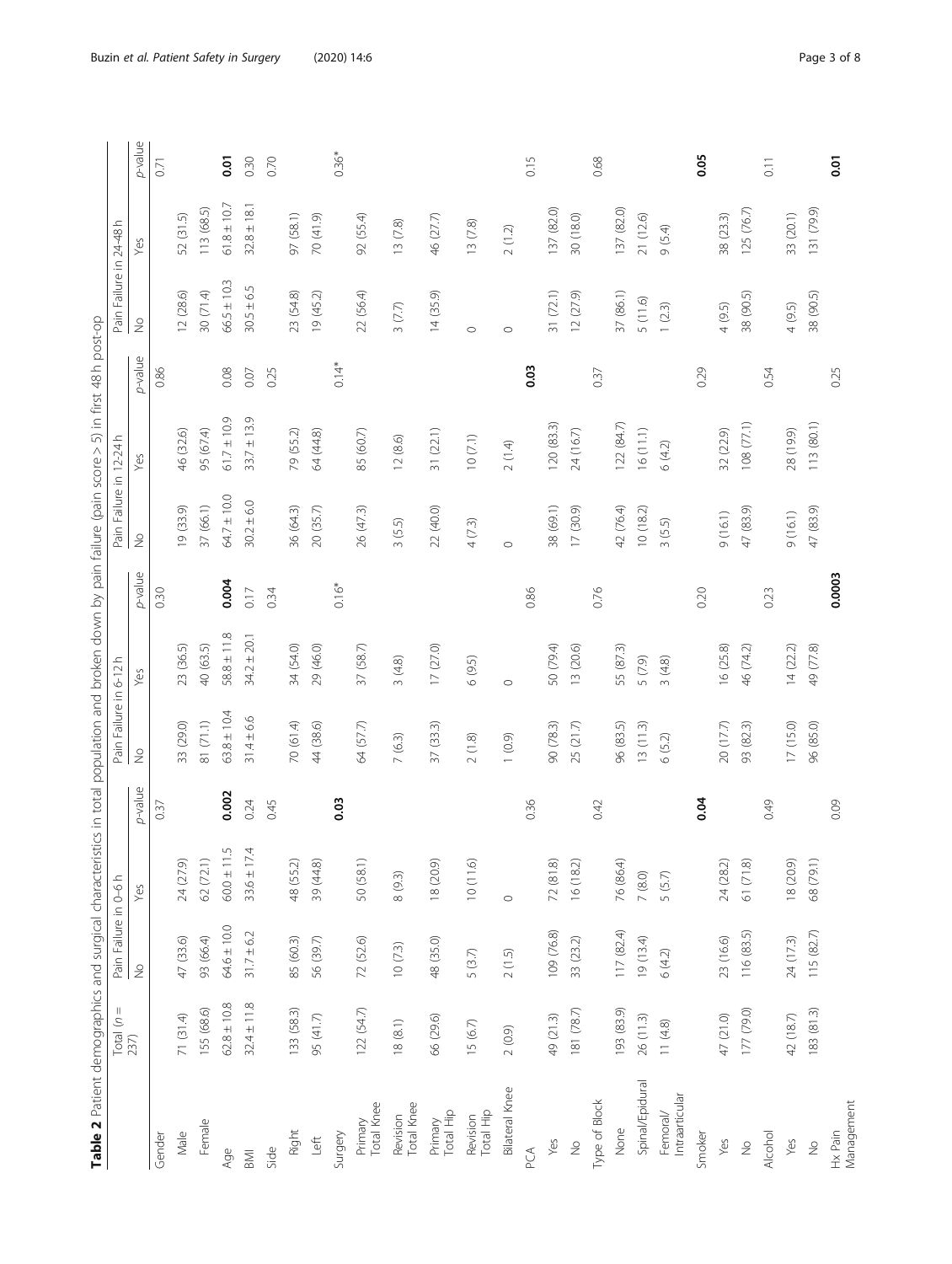**Table 2** Patient demographics and surgical characteristics in total population and broken down by pain failure (pain score > 5) in first 48 h post-op

| | Total (n = 237) | Pain Failure in 0–6 h | | | Pain Failure in 6-12 h | | | Pain Failure in 12-24 h | | | Pain Failure in 24-48 h | | |
|---|---|---|---|---|---|---|---|---|---|---|---|---|---|
| | | No | Yes | p-value | No | Yes | p-value | No | Yes | p-value | No | Yes | p-value |
| Gender | | | | 0.37 | | | 0.30 | | | 0.86 | | | 0.71 |
| Male | 71 (31.4) | 47 (33.6) | 24 (27.9) | | 33 (29.0) | 23 (36.5) | | 19 (33.9) | 46 (32.6) | | 12 (28.6) | 52 (31.5) | |
| Female | 155 (68.6) | 93 (66.4) | 62 (72.1) | | 81 (71.1) | 40 (63.5) | | 37 (66.1) | 95 (67.4) | | 30 (71.4) | 113 (68.5) | |
| Age | 62.8 ± 10.8 | 64.6 ± 10.0 | 60.0 ± 11.5 | **0.002** | 63.8 ± 10.4 | 58.8 ± 11.8 | **0.004** | 64.7 ± 10.0 | 61.7 ± 10.9 | 0.08 | 66.5 ± 10.3 | 61.8 ± 10.7 | **0.01** |
| BMI | 32.4 ± 11.8 | 31.7 ± 6.2 | 33.6 ± 17.4 | 0.24 | 31.4 ± 6.6 | 34.2 ± 20.1 | 0.17 | 30.2 ± 6.0 | 33.7 ± 13.9 | 0.07 | 30.5 ± 6.5 | 32.8 ± 18.1 | 0.30 |
| Side | | | | 0.45 | | | 0.34 | | | 0.25 | | | 0.70 |
| Right | 133 (58.3) | 85 (60.3) | 48 (55.2) | | 70 (61.4) | 34 (54.0) | | 36 (64.3) | 79 (55.2) | | 23 (54.8) | 97 (58.1) | |
| Left | 95 (41.7) | 56 (39.7) | 39 (44.8) | | 44 (38.6) | 29 (46.0) | | 20 (35.7) | 64 (44.8) | | 19 (45.2) | 70 (41.9) | |
| Surgery | | | | **0.03** | | | 0.16* | | | 0.14* | | | 0.36* |
| Primary Total Knee | 122 (54.7) | 72 (52.6) | 50 (58.1) | | 64 (57.7) | 37 (58.7) | | 26 (47.3) | 85 (60.7) | | 22 (56.4) | 92 (55.4) | |
| Revision Total Knee | 18 (8.1) | 10 (7.3) | 8 (9.3) | | 7 (6.3) | 3 (4.8) | | 3 (5.5) | 12 (8.6) | | 3 (7.7) | 13 (7.8) | |
| Primary Total Hip | 66 (29.6) | 48 (35.0) | 18 (20.9) | | 37 (33.3) | 17 (27.0) | | 22 (40.0) | 31 (22.1) | | 14 (35.9) | 46 (27.7) | |
| Revision Total Hip | 15 (6.7) | 5 (3.7) | 10 (11.6) | | 2 (1.8) | 6 (9.5) | | 4 (7.3) | 10 (7.1) | | 0 | 13 (7.8) | |
| Bilateral Knee | 2 (0.9) | 2 (1.5) | 0 | | 1 (0.9) | 0 | | 0 | 2 (1.4) | | 0 | 2 (1.2) | |
| PCA | | | | 0.36 | | | 0.86 | | | **0.03** | | | 0.15 |
| Yes | 49 (21.3) | 109 (76.8) | 72 (81.8) | | 90 (78.3) | 50 (79.4) | | 38 (69.1) | 120 (83.3) | | 31 (72.1) | 137 (82.0) | |
| No | 181 (78.7) | 33 (23.2) | 16 (18.2) | | 25 (21.7) | 13 (20.6) | | 17 (30.9) | 24 (16.7) | | 12 (27.9) | 30 (18.0) | |
| Type of Block | | | | 0.42 | | | 0.76 | | | 0.37 | | | 0.68 |
| None | 193 (83.9) | 117 (82.4) | 76 (86.4) | | 96 (83.5) | 55 (87.3) | | 42 (76.4) | 122 (84.7) | | 37 (86.1) | 137 (82.0) | |
| Spinal/Epidural | 26 (11.3) | 19 (13.4) | 7 (8.0) | | 13 (11.3) | 5 (7.9) | | 10 (18.2) | 16 (11.1) | | 5 (11.6) | 21 (12.6) | |
| Femoral/ Intraarticular | 11 (4.8) | 6 (4.2) | 5 (5.7) | | 6 (5.2) | 3 (4.8) | | 3 (5.5) | 6 (4.2) | | 1 (2.3) | 9 (5.4) | |
| Smoker | | | | **0.04** | | | 0.20 | | | 0.29 | | | **0.05** |
| Yes | 47 (21.0) | 23 (16.6) | 24 (28.2) | | 20 (17.7) | 16 (25.8) | | 9 (16.1) | 32 (22.9) | | 4 (9.5) | 38 (23.3) | |
| No | 177 (79.0) | 116 (83.5) | 61 (71.8) | | 93 (82.3) | 46 (74.2) | | 47 (83.9) | 108 (77.1) | | 38 (90.5) | 125 (76.7) | |
| Alcohol | | | | 0.49 | | | 0.23 | | | 0.54 | | | 0.11 |
| Yes | 42 (18.7) | 24 (17.3) | 18 (20.9) | | 17 (15.0) | 14 (22.2) | | 9 (16.1) | 28 (19.9) | | 4 (9.5) | 33 (20.1) | |
| No | 183 (81.3) | 115 (82.7) | 68 (79.1) | | 96 (85.0) | 49 (77.8) | | 47 (83.9) | 113 (80.1) | | 38 (90.5) | 131 (79.9) | |
| Hx Pain Management | | | | 0.09 | | | **0.0003** | | | 0.25 | | | **0.01** |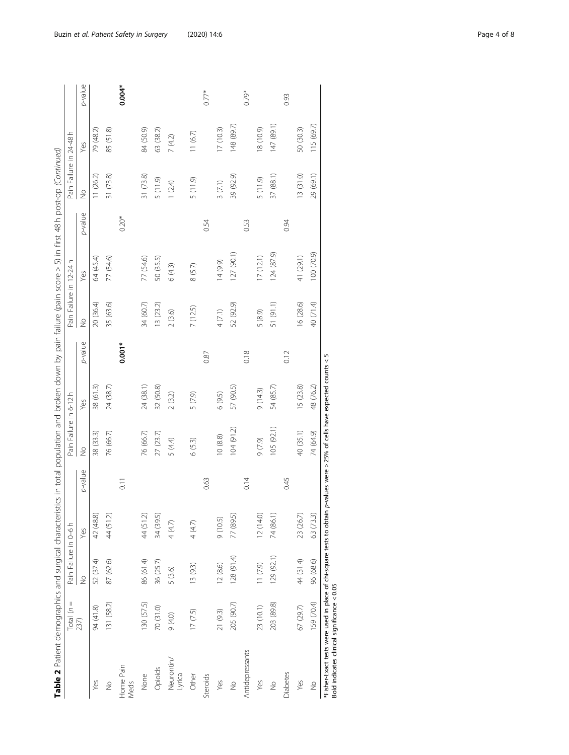**Table 2** Patient demographics and surgical characteristics in total population and broken down by pain failure (pain score > 5) in first 48 h post-op *(Continued)*

| | Total (n = 237) | Pain Failure in 0–6 h | | | Pain Failure in 6-12 h | | | Pain Failure in 12-24 h | | | Pain Failure in 24-48 h | | |
|---|---|---|---|---|---|---|---|---|---|---|---|---|---|
| | | No | Yes | *p*-value | No | Yes | *p*-value | No | Yes | *p*-value | No | Yes | *p*-value |
| Yes | 94 (41.8) | 52 (37.4) | 42 (48.8) | | 38 (33.3) | 38 (61.3) | | 20 (36.4) | 64 (45.4) | | 11 (26.2) | 79 (48.2) | |
| No | 131 (58.2) | 87 (62.6) | 44 (51.2) | | 76 (66.7) | 24 (38.7) | | 35 (63.6) | 77 (54.6) | | 31 (73.8) | 85 (51.8) | |
| Home Pain Meds | | | | 0.11 | | | **0.001*** | | | 0.20* | | | **0.004*** |
| None | 130 (57.5) | 86 (61.4) | 44 (51.2) | | 76 (66.7) | 24 (38.1) | | 34 (60.7) | 77 (54.6) | | 31 (73.8) | 84 (50.9) | |
| Opioids | 70 (31.0) | 36 (25.7) | 34 (39.5) | | 27 (23.7) | 32 (50.8) | | 13 (23.2) | 50 (35.5) | | 5 (11.9) | 63 (38.2) | |
| Neurontin/ Lyrica | 9 (4.0) | 5 (3.6) | 4 (4.7) | | 5 (4.4) | 2 (3.2) | | 2 (3.6) | 6 (4.3) | | 1 (2.4) | 7 (4.2) | |
| Other | 17 (7.5) | 13 (9.3) | 4 (4.7) | | 6 (5.3) | 5 (7.9) | | 7 (12.5) | 8 (5.7) | | 5 (11.9) | 11 (6.7) | |
| Steroids | | | | 0.63 | | | 0.87 | | | 0.54 | | | 0.77* |
| Yes | 21 (9.3) | 12 (8.6) | 9 (10.5) | | 10 (8.8) | 6 (9.5) | | 4 (7.1) | 14 (9.9) | | 3 (7.1) | 17 (10.3) | |
| No | 205 (90.7) | 128 (91.4) | 77 (89.5) | | 104 (91.2) | 57 (90.5) | | 52 (92.9) | 127 (90.1) | | 39 (92.9) | 148 (89.7) | |
| Antidepressants | | | | 0.14 | | | 0.18 | | | 0.53 | | | 0.79* |
| Yes | 23 (10.1) | 11 (7.9) | 12 (14.0) | | 9 (7.9) | 9 (14.3) | | 5 (8.9) | 17 (12.1) | | 5 (11.9) | 18 (10.9) | |
| No | 203 (89.8) | 129 (92.1) | 74 (86.1) | | 105 (92.1) | 54 (85.7) | | 51 (91.1) | 124 (87.9) | | 37 (88.1) | 147 (89.1) | |
| Diabetes | | | | 0.45 | | | 0.12 | | | 0.94 | | | 0.93 |
| Yes | 67 (29.7) | 44 (31.4) | 23 (26.7) | | 40 (35.1) | 15 (23.8) | | 16 (28.6) | 41 (29.1) | | 13 (31.0) | 50 (30.3) | |
| No | 159 (70.4) | 96 (68.6) | 63 (73.3) | | 74 (64.9) | 48 (76.2) | | 40 (71.4) | 100 (70.9) | | 29 (69.1) | 115 (69.7) | |

*Fisher-Exact tests were used in place of chi-square tests to obtain *p*-values were > 25% of cells have expected counts < 5
Bold indicates clinical significance < 0.05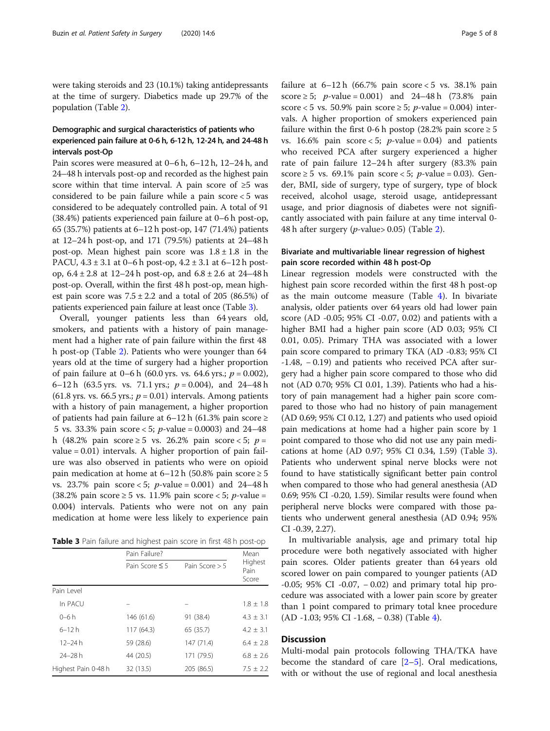were taking steroids and 23 (10.1%) taking antidepressants at the time of surgery. Diabetics made up 29.7% of the population (Table 2).

### Demographic and surgical characteristics of patients who experienced pain failure at 0-6 h, 6-12 h, 12-24 h, and 24-48 h intervals post-Op

Pain scores were measured at 0–6 h, 6–12 h, 12–24 h, and 24–48 h intervals post-op and recorded as the highest pain score within that time interval. A pain score of ≥5 was considered to be pain failure while a pain score < 5 was considered to be adequately controlled pain. A total of 91 (38.4%) patients experienced pain failure at 0–6 h post-op, 65 (35.7%) patients at 6–12 h post-op, 147 (71.4%) patients at 12–24 h post-op, and 171 (79.5%) patients at 24–48 h post-op. Mean highest pain score was 1.8 ± 1.8 in the PACU, 4.3 ± 3.1 at 0–6 h post-op, 4.2 ± 3.1 at 6–12 h post-op, 6.4 ± 2.8 at 12–24 h post-op, and 6.8 ± 2.6 at 24–48 h post-op. Overall, within the first 48 h post-op, mean highest pain score was 7.5 ± 2.2 and a total of 205 (86.5%) of patients experienced pain failure at least once (Table 3).

Overall, younger patients less than 64 years old, smokers, and patients with a history of pain management had a higher rate of pain failure within the first 48 h post-op (Table 2). Patients who were younger than 64 years old at the time of surgery had a higher proportion of pain failure at 0–6 h (60.0 yrs. vs. 64.6 yrs.; $p = 0.002$), 6–12 h (63.5 yrs. vs. 71.1 yrs.; $p = 0.004$), and 24–48 h (61.8 yrs. vs. 66.5 yrs.; $p = 0.01$) intervals. Among patients with a history of pain management, a higher proportion of patients had pain failure at 6–12 h (61.3% pain score ≥ 5 vs. 33.3% pain score < 5; $p$-value = 0.0003) and 24–48 h (48.2% pain score ≥ 5 vs. 26.2% pain score < 5; $p$ = value = 0.01) intervals. A higher proportion of pain failure was also observed in patients who were on opioid pain medication at home at 6–12 h (50.8% pain score ≥ 5 vs. 23.7% pain score < 5; $p$-value = 0.001) and 24–48 h (38.2% pain score ≥ 5 vs. 11.9% pain score < 5; $p$-value = 0.004) intervals. Patients who were not on any pain medication at home were less likely to experience pain failure at 6–12 h (66.7% pain score < 5 vs. 38.1% pain score ≥ 5; $p$-value = 0.001) and 24–48 h (73.8% pain score < 5 vs. 50.9% pain score ≥ 5; $p$-value = 0.004) intervals. A higher proportion of smokers experienced pain failure within the first 0-6 h postop (28.2% pain score ≥ 5 vs. 16.6% pain score < 5; $p$-value = 0.04) and patients who received PCA after surgery experienced a higher rate of pain failure 12–24 h after surgery (83.3% pain score ≥ 5 vs. 69.1% pain score < 5; $p$-value = 0.03). Gender, BMI, side of surgery, type of surgery, type of block received, alcohol usage, steroid usage, antidepressant usage, and prior diagnosis of diabetes were not significantly associated with pain failure at any time interval 0-48 h after surgery ($p$-value> 0.05) (Table 2).

**Table 3** Pain failure and highest pain score in first 48 h post-op

| | Pain Failure? | | Mean Highest Pain Score |
|---|---|---|---|
| | Pain Score ≤ 5 | Pain Score > 5 | |
| Pain Level | | | |
| In PACU | – | – | 1.8 ± 1.8 |
| 0–6 h | 146 (61.6) | 91 (38.4) | 4.3 ± 3.1 |
| 6–12 h | 117 (64.3) | 65 (35.7) | 4.2 ± 3.1 |
| 12–24 h | 59 (28.6) | 147 (71.4) | 6.4 ± 2.8 |
| 24–28 h | 44 (20.5) | 171 (79.5) | 6.8 ± 2.6 |
| Highest Pain 0-48 h | 32 (13.5) | 205 (86.5) | 7.5 ± 2.2 |

### Bivariate and multivariable linear regression of highest pain score recorded within 48 h post-Op

Linear regression models were constructed with the highest pain score recorded within the first 48 h post-op as the main outcome measure (Table 4). In bivariate analysis, older patients over 64 years old had lower pain score (AD -0.05; 95% CI -0.07, 0.02) and patients with a higher BMI had a higher pain score (AD 0.03; 95% CI 0.01, 0.05). Primary THA was associated with a lower pain score compared to primary TKA (AD -0.83; 95% CI -1.48, − 0.19) and patients who received PCA after surgery had a higher pain score compared to those who did not (AD 0.70; 95% CI 0.01, 1.39). Patients who had a history of pain management had a higher pain score compared to those who had no history of pain management (AD 0.69; 95% CI 0.12, 1.27) and patients who used opioid pain medications at home had a higher pain score by 1 point compared to those who did not use any pain medications at home (AD 0.97; 95% CI 0.34, 1.59) (Table 3). Patients who underwent spinal nerve blocks were not found to have statistically significant better pain control when compared to those who had general anesthesia (AD 0.69; 95% CI -0.20, 1.59). Similar results were found when peripheral nerve blocks were compared with those patients who underwent general anesthesia (AD 0.94; 95% CI -0.39, 2.27).

In multivariable analysis, age and primary total hip procedure were both negatively associated with higher pain scores. Older patients greater than 64 years old scored lower on pain compared to younger patients (AD -0.05; 95% CI -0.07, − 0.02) and primary total hip procedure was associated with a lower pain score by greater than 1 point compared to primary total knee procedure (AD -1.03; 95% CI -1.68, − 0.38) (Table 4).

## Discussion

Multi-modal pain protocols following THA/TKA have become the standard of care [2–5]. Oral medications, with or without the use of regional and local anesthesia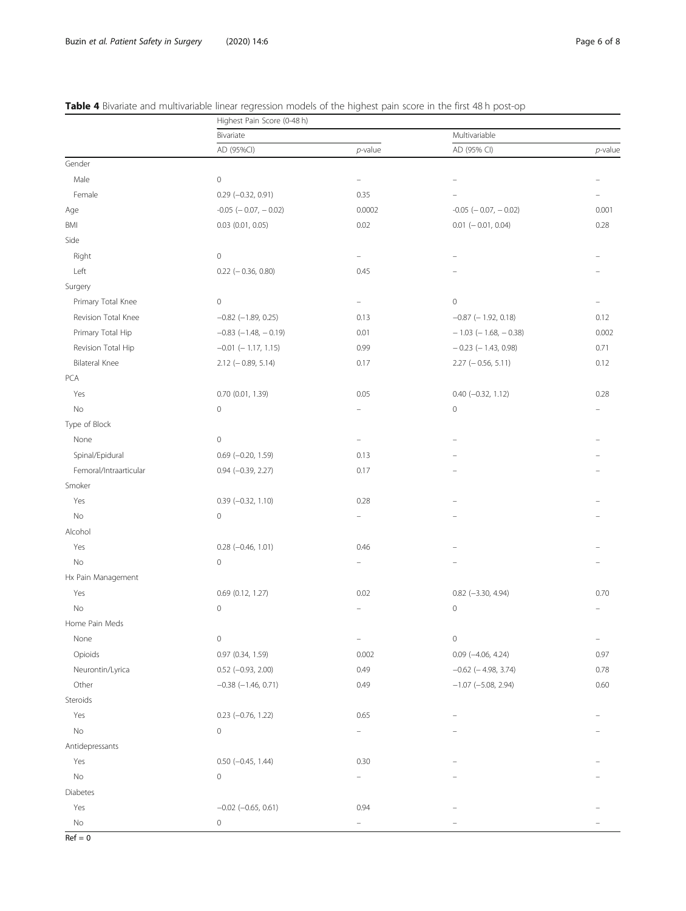**Table 4** Bivariate and multivariable linear regression models of the highest pain score in the first 48 h post-op

| | Highest Pain Score (0-48 h) | | | |
|---|---|---|---|---|
| | Bivariate | | Multivariable | |
| | AD (95%CI) | *p*-value | AD (95% CI) | *p*-value |
| Gender | | | | |
| Male | 0 | – | – | – |
| Female | 0.29 (−0.32, 0.91) | 0.35 | – | – |
| Age | -0.05 (− 0.07, − 0.02) | 0.0002 | -0.05 (− 0.07, − 0.02) | 0.001 |
| BMI | 0.03 (0.01, 0.05) | 0.02 | 0.01 (− 0.01, 0.04) | 0.28 |
| Side | | | | |
| Right | 0 | – | – | – |
| Left | 0.22 (− 0.36, 0.80) | 0.45 | – | – |
| Surgery | | | | |
| Primary Total Knee | 0 | – | 0 | – |
| Revision Total Knee | −0.82 (−1.89, 0.25) | 0.13 | −0.87 (− 1.92, 0.18) | 0.12 |
| Primary Total Hip | −0.83 (−1.48, − 0.19) | 0.01 | − 1.03 (− 1.68, − 0.38) | 0.002 |
| Revision Total Hip | −0.01 (− 1.17, 1.15) | 0.99 | − 0.23 (− 1.43, 0.98) | 0.71 |
| Bilateral Knee | 2.12 (− 0.89, 5.14) | 0.17 | 2.27 (− 0.56, 5.11) | 0.12 |
| PCA | | | | |
| Yes | 0.70 (0.01, 1.39) | 0.05 | 0.40 (−0.32, 1.12) | 0.28 |
| No | 0 | – | 0 | – |
| Type of Block | | | | |
| None | 0 | – | – | – |
| Spinal/Epidural | 0.69 (−0.20, 1.59) | 0.13 | – | – |
| Femoral/Intraarticular | 0.94 (−0.39, 2.27) | 0.17 | – | – |
| Smoker | | | | |
| Yes | 0.39 (−0.32, 1.10) | 0.28 | – | – |
| No | 0 | – | – | – |
| Alcohol | | | | |
| Yes | 0.28 (−0.46, 1.01) | 0.46 | – | – |
| No | 0 | – | – | – |
| Hx Pain Management | | | | |
| Yes | 0.69 (0.12, 1.27) | 0.02 | 0.82 (−3.30, 4.94) | 0.70 |
| No | 0 | – | 0 | – |
| Home Pain Meds | | | | |
| None | 0 | – | 0 | – |
| Opioids | 0.97 (0.34, 1.59) | 0.002 | 0.09 (−4.06, 4.24) | 0.97 |
| Neurontin/Lyrica | 0.52 (−0.93, 2.00) | 0.49 | −0.62 (− 4.98, 3.74) | 0.78 |
| Other | −0.38 (−1.46, 0.71) | 0.49 | −1.07 (−5.08, 2.94) | 0.60 |
| Steroids | | | | |
| Yes | 0.23 (−0.76, 1.22) | 0.65 | – | – |
| No | 0 | – | – | – |
| Antidepressants | | | | |
| Yes | 0.50 (−0.45, 1.44) | 0.30 | – | – |
| No | 0 | – | – | – |
| Diabetes | | | | |
| Yes | −0.02 (−0.65, 0.61) | 0.94 | – | – |
| No | 0 | – | – | – |

Ref = 0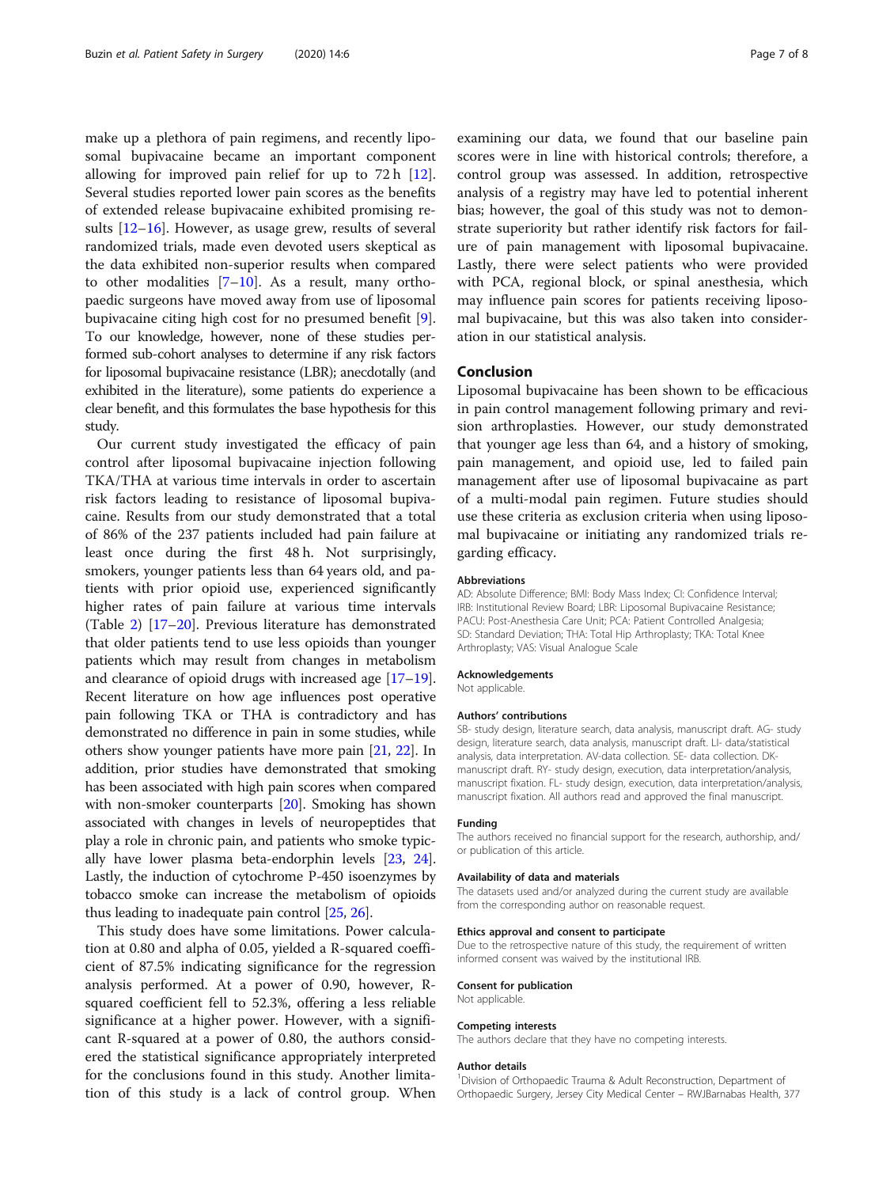make up a plethora of pain regimens, and recently liposomal bupivacaine became an important component allowing for improved pain relief for up to 72 h [12]. Several studies reported lower pain scores as the benefits of extended release bupivacaine exhibited promising results [12–16]. However, as usage grew, results of several randomized trials, made even devoted users skeptical as the data exhibited non-superior results when compared to other modalities [7–10]. As a result, many orthopaedic surgeons have moved away from use of liposomal bupivacaine citing high cost for no presumed benefit [9]. To our knowledge, however, none of these studies performed sub-cohort analyses to determine if any risk factors for liposomal bupivacaine resistance (LBR); anecdotally (and exhibited in the literature), some patients do experience a clear benefit, and this formulates the base hypothesis for this study.

Our current study investigated the efficacy of pain control after liposomal bupivacaine injection following TKA/THA at various time intervals in order to ascertain risk factors leading to resistance of liposomal bupivacaine. Results from our study demonstrated that a total of 86% of the 237 patients included had pain failure at least once during the first 48 h. Not surprisingly, smokers, younger patients less than 64 years old, and patients with prior opioid use, experienced significantly higher rates of pain failure at various time intervals (Table 2) [17–20]. Previous literature has demonstrated that older patients tend to use less opioids than younger patients which may result from changes in metabolism and clearance of opioid drugs with increased age [17–19]. Recent literature on how age influences post operative pain following TKA or THA is contradictory and has demonstrated no difference in pain in some studies, while others show younger patients have more pain [21, 22]. In addition, prior studies have demonstrated that smoking has been associated with high pain scores when compared with non-smoker counterparts [20]. Smoking has shown associated with changes in levels of neuropeptides that play a role in chronic pain, and patients who smoke typically have lower plasma beta-endorphin levels [23, 24]. Lastly, the induction of cytochrome P-450 isoenzymes by tobacco smoke can increase the metabolism of opioids thus leading to inadequate pain control [25, 26].

This study does have some limitations. Power calculation at 0.80 and alpha of 0.05, yielded a R-squared coefficient of 87.5% indicating significance for the regression analysis performed. At a power of 0.90, however, R-squared coefficient fell to 52.3%, offering a less reliable significance at a higher power. However, with a significant R-squared at a power of 0.80, the authors considered the statistical significance appropriately interpreted for the conclusions found in this study. Another limitation of this study is a lack of control group. When examining our data, we found that our baseline pain scores were in line with historical controls; therefore, a control group was assessed. In addition, retrospective analysis of a registry may have led to potential inherent bias; however, the goal of this study was not to demonstrate superiority but rather identify risk factors for failure of pain management with liposomal bupivacaine. Lastly, there were select patients who were provided with PCA, regional block, or spinal anesthesia, which may influence pain scores for patients receiving liposomal bupivacaine, but this was also taken into consideration in our statistical analysis.

## Conclusion

Liposomal bupivacaine has been shown to be efficacious in pain control management following primary and revision arthroplasties. However, our study demonstrated that younger age less than 64, and a history of smoking, pain management, and opioid use, led to failed pain management after use of liposomal bupivacaine as part of a multi-modal pain regimen. Future studies should use these criteria as exclusion criteria when using liposomal bupivacaine or initiating any randomized trials regarding efficacy.

### Abbreviations

AD: Absolute Difference; BMI: Body Mass Index; CI: Confidence Interval; IRB: Institutional Review Board; LBR: Liposomal Bupivacaine Resistance; PACU: Post-Anesthesia Care Unit; PCA: Patient Controlled Analgesia; SD: Standard Deviation; THA: Total Hip Arthroplasty; TKA: Total Knee Arthroplasty; VAS: Visual Analogue Scale

### Acknowledgements

Not applicable.

### Authors' contributions

SB- study design, literature search, data analysis, manuscript draft. AG- study design, literature search, data analysis, manuscript draft. LI- data/statistical analysis, data interpretation. AV-data collection. SE- data collection. DK- manuscript draft. RY- study design, execution, data interpretation/analysis, manuscript fixation. FL- study design, execution, data interpretation/analysis, manuscript fixation. All authors read and approved the final manuscript.

### Funding

The authors received no financial support for the research, authorship, and/or publication of this article.

### Availability of data and materials

The datasets used and/or analyzed during the current study are available from the corresponding author on reasonable request.

### Ethics approval and consent to participate

Due to the retrospective nature of this study, the requirement of written informed consent was waived by the institutional IRB.

### Consent for publication

Not applicable.

### Competing interests

The authors declare that they have no competing interests.

### Author details

[1]Division of Orthopaedic Trauma & Adult Reconstruction, Department of Orthopaedic Surgery, Jersey City Medical Center – RWJBarnabas Health, 377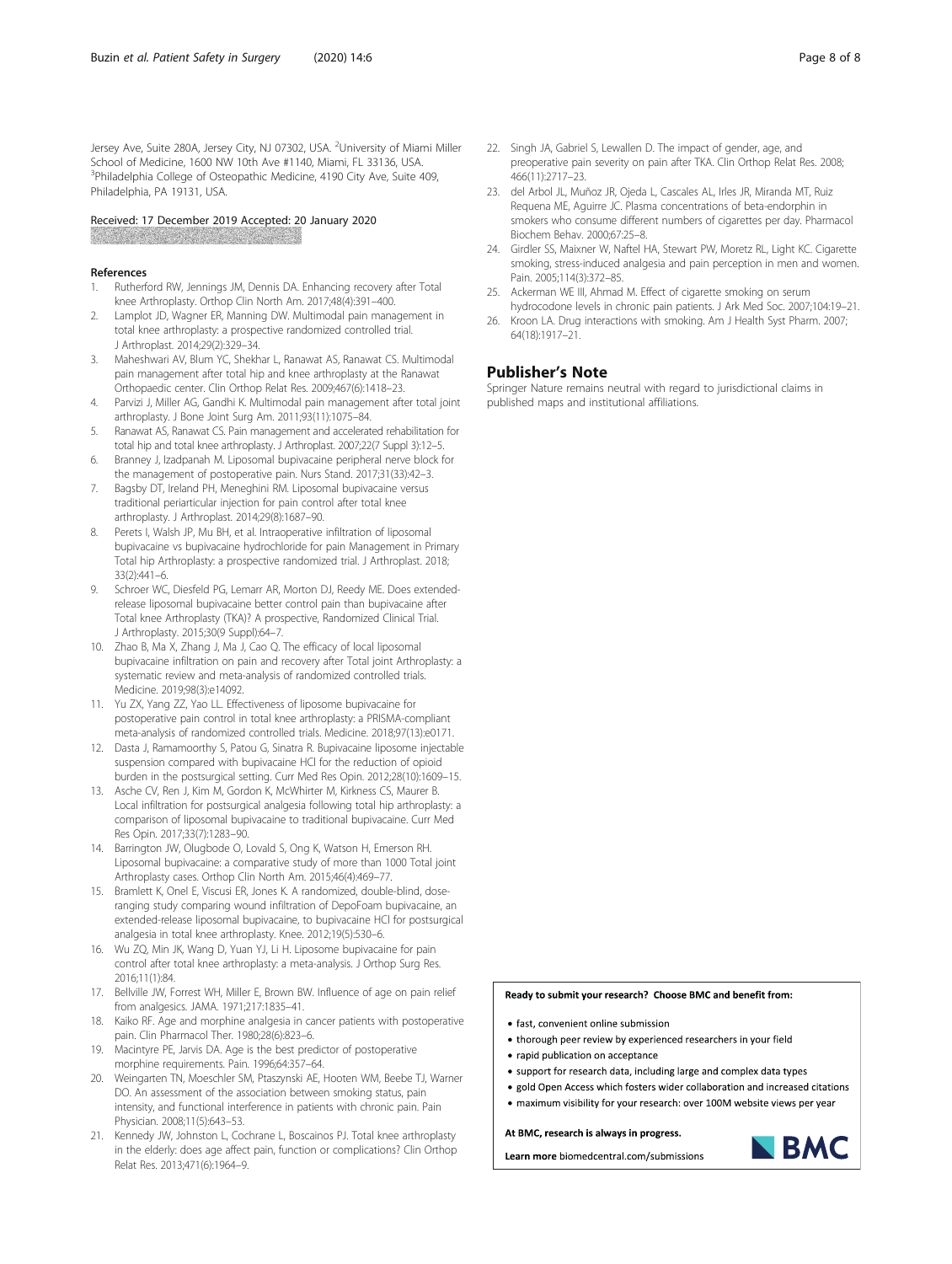Jersey Ave, Suite 280A, Jersey City, NJ 07302, USA. [2]University of Miami Miller School of Medicine, 1600 NW 10th Ave #1140, Miami, FL 33136, USA. [3]Philadelphia College of Osteopathic Medicine, 4190 City Ave, Suite 409, Philadelphia, PA 19131, USA.

Received: 17 December 2019 Accepted: 20 January 2020

## References

1. Rutherford RW, Jennings JM, Dennis DA. Enhancing recovery after Total knee Arthroplasty. Orthop Clin North Am. 2017;48(4):391–400.
2. Lamplot JD, Wagner ER, Manning DW. Multimodal pain management in total knee arthroplasty: a prospective randomized controlled trial. J Arthroplast. 2014;29(2):329–34.
3. Maheshwari AV, Blum YC, Shekhar L, Ranawat AS, Ranawat CS. Multimodal pain management after total hip and knee arthroplasty at the Ranawat Orthopaedic center. Clin Orthop Relat Res. 2009;467(6):1418–23.
4. Parvizi J, Miller AG, Gandhi K. Multimodal pain management after total joint arthroplasty. J Bone Joint Surg Am. 2011;93(11):1075–84.
5. Ranawat AS, Ranawat CS. Pain management and accelerated rehabilitation for total hip and total knee arthroplasty. J Arthroplast. 2007;22(7 Suppl 3):12–5.
6. Branney J, Izadpanah M. Liposomal bupivacaine peripheral nerve block for the management of postoperative pain. Nurs Stand. 2017;31(33):42–3.
7. Bagsby DT, Ireland PH, Meneghini RM. Liposomal bupivacaine versus traditional periarticular injection for pain control after total knee arthroplasty. J Arthroplast. 2014;29(8):1687–90.
8. Perets I, Walsh JP, Mu BH, et al. Intraoperative infiltration of liposomal bupivacaine vs bupivacaine hydrochloride for pain Management in Primary Total hip Arthroplasty: a prospective randomized trial. J Arthroplast. 2018; 33(2):441–6.
9. Schroer WC, Diesfeld PG, Lemarr AR, Morton DJ, Reedy ME. Does extended-release liposomal bupivacaine better control pain than bupivacaine after Total knee Arthroplasty (TKA)? A prospective, Randomized Clinical Trial. J Arthroplasty. 2015;30(9 Suppl):64–7.
10. Zhao B, Ma X, Zhang J, Ma J, Cao Q. The efficacy of local liposomal bupivacaine infiltration on pain and recovery after Total joint Arthroplasty: a systematic review and meta-analysis of randomized controlled trials. Medicine. 2019;98(3):e14092.
11. Yu ZX, Yang ZZ, Yao LL. Effectiveness of liposome bupivacaine for postoperative pain control in total knee arthroplasty: a PRISMA-compliant meta-analysis of randomized controlled trials. Medicine. 2018;97(13):e0171.
12. Dasta J, Ramamoorthy S, Patou G, Sinatra R. Bupivacaine liposome injectable suspension compared with bupivacaine HCl for the reduction of opioid burden in the postsurgical setting. Curr Med Res Opin. 2012;28(10):1609–15.
13. Asche CV, Ren J, Kim M, Gordon K, McWhirter M, Kirkness CS, Maurer B. Local infiltration for postsurgical analgesia following total hip arthroplasty: a comparison of liposomal bupivacaine to traditional bupivacaine. Curr Med Res Opin. 2017;33(7):1283–90.
14. Barrington JW, Olugbode O, Lovald S, Ong K, Watson H, Emerson RH. Liposomal bupivacaine: a comparative study of more than 1000 Total joint Arthroplasty cases. Orthop Clin North Am. 2015;46(4):469–77.
15. Bramlett K, Onel E, Viscusi ER, Jones K. A randomized, double-blind, dose-ranging study comparing wound infiltration of DepoFoam bupivacaine, an extended-release liposomal bupivacaine, to bupivacaine HCl for postsurgical analgesia in total knee arthroplasty. Knee. 2012;19(5):530–6.
16. Wu ZQ, Min JK, Wang D, Yuan YJ, Li H. Liposome bupivacaine for pain control after total knee arthroplasty: a meta-analysis. J Orthop Surg Res. 2016;11(1):84.
17. Bellville JW, Forrest WH, Miller E, Brown BW. Influence of age on pain relief from analgesics. JAMA. 1971;217:1835–41.
18. Kaiko RF. Age and morphine analgesia in cancer patients with postoperative pain. Clin Pharmacol Ther. 1980;28(6):823–6.
19. Macintyre PE, Jarvis DA. Age is the best predictor of postoperative morphine requirements. Pain. 1996;64:357–64.
20. Weingarten TN, Moeschler SM, Ptaszynski AE, Hooten WM, Beebe TJ, Warner DO. An assessment of the association between smoking status, pain intensity, and functional interference in patients with chronic pain. Pain Physician. 2008;11(5):643–53.
21. Kennedy JW, Johnston L, Cochrane L, Boscainos PJ. Total knee arthroplasty in the elderly: does age affect pain, function or complications? Clin Orthop Relat Res. 2013;471(6):1964–9.
22. Singh JA, Gabriel S, Lewallen D. The impact of gender, age, and preoperative pain severity on pain after TKA. Clin Orthop Relat Res. 2008; 466(11):2717–23.
23. del Arbol JL, Muñoz JR, Ojeda L, Cascales AL, Irles JR, Miranda MT, Ruiz Requena ME, Aguirre JC. Plasma concentrations of beta-endorphin in smokers who consume different numbers of cigarettes per day. Pharmacol Biochem Behav. 2000;67:25–8.
24. Girdler SS, Maixner W, Naftel HA, Stewart PW, Moretz RL, Light KC. Cigarette smoking, stress-induced analgesia and pain perception in men and women. Pain. 2005;114(3):372–85.
25. Ackerman WE III, Ahmad M. Effect of cigarette smoking on serum hydrocodone levels in chronic pain patients. J Ark Med Soc. 2007;104:19–21.
26. Kroon LA. Drug interactions with smoking. Am J Health Syst Pharm. 2007; 64(18):1917–21.

## Publisher's Note

Springer Nature remains neutral with regard to jurisdictional claims in published maps and institutional affiliations.

**Ready to submit your research? Choose BMC and benefit from:**

- fast, convenient online submission
- thorough peer review by experienced researchers in your field
- rapid publication on acceptance
- support for research data, including large and complex data types
- gold Open Access which fosters wider collaboration and increased citations
- maximum visibility for your research: over 100M website views per year

**At BMC, research is always in progress.**

**Learn more** biomedcentral.com/submissions